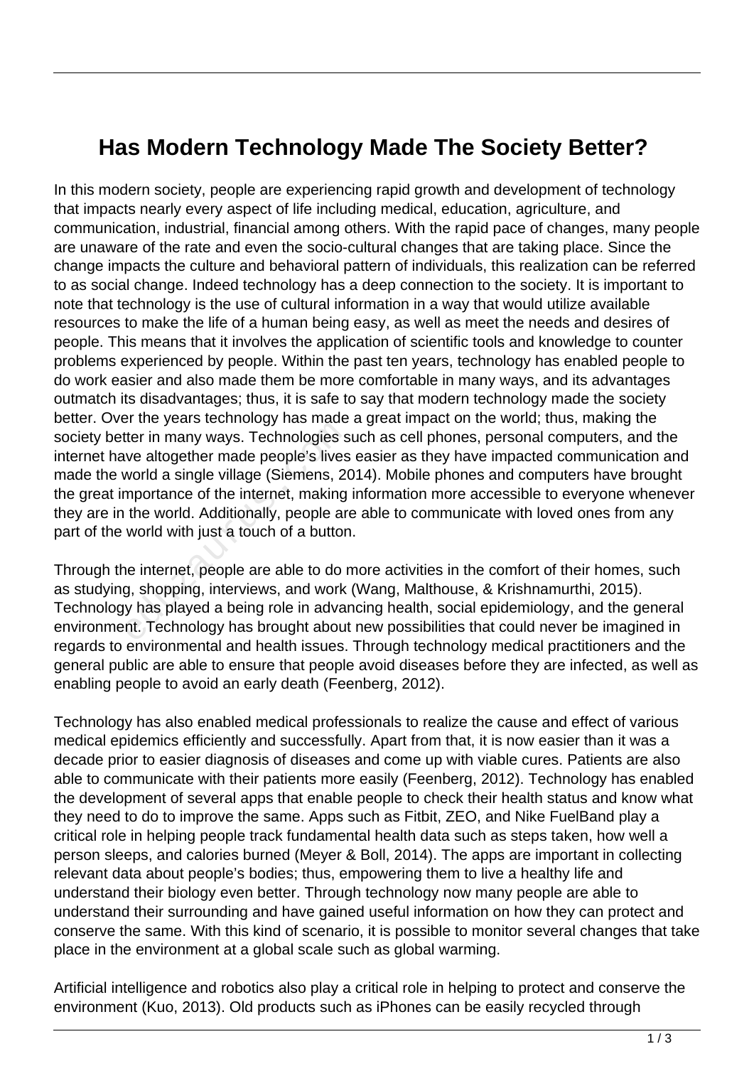# Has Modern Technology Made The Society Better?

In this modern society, people are experiencing rapid growth and development of technology that impacts nearly every aspect of life including medical, education, agriculture, and communication, industrial, financial among others. With the rapid pace of changes, many people are unaware of the rate and even the socio-cultural changes that are taking place. Since the change impacts the culture and behavioral pattern of individuals, this realization can be referred to as social change. Indeed technology has a deep connection to the society. It is important to note that technology is the use of cultural information in a way that would utilize available resources to make the life of a human being easy, as well as meet the needs and desires of people. This means that it involves the application of scientific tools and knowledge to counter problems experienced by people. Within the past ten years, technology has enabled people to do work easier and also made them be more comfortable in many ways, and its advantages outmatch its disadvantages; thus, it is safe to say that modern technology made the society better. Over the years technology has made a great impact on the world; thus, making the society better in many ways. Technologies such as cell phones, personal computers, and the internet have altogether made people's lives easier as they have impacted communication and made the world a single village (Siemens, 2014). Mobile phones and computers have brought the great importance of the internet, making information more accessible to everyone whenever they are in the world. Additionally, people are able to communicate with loved ones from any part of the world with just a touch of a button.

Through the internet, people are able to do more activities in the comfort of their homes, such as studying, shopping, interviews, and work (Wang, Malthouse, & Krishnamurthi, 2015). Technology has played a being role in advancing health, social epidemiology, and the general environment. Technology has brought about new possibilities that could never be imagined in regards to environmental and health issues. Through technology medical practitioners and the general public are able to ensure that people avoid diseases before they are infected, as well as enabling people to avoid an early death (Feenberg, 2012).

Technology has also enabled medical professionals to realize the cause and effect of various medical epidemics efficiently and successfully. Apart from that, it is now easier than it was a decade prior to easier diagnosis of diseases and come up with viable cures. Patients are also able to communicate with their patients more easily (Feenberg, 2012). Technology has enabled the development of several apps that enable people to check their health status and know what they need to do to improve the same. Apps such as Fitbit, ZEO, and Nike FuelBand play a critical role in helping people track fundamental health data such as steps taken, how well a person sleeps, and calories burned (Meyer & Boll, 2014). The apps are important in collecting relevant data about people's bodies; thus, empowering them to live a healthy life and understand their biology even better. Through technology now many people are able to understand their surrounding and have gained useful information on how they can protect and conserve the same. With this kind of scenario, it is possible to monitor several changes that take place in the environment at a global scale such as global warming.

Artificial intelligence and robotics also play a critical role in helping to protect and conserve the environment (Kuo, 2013). Old products such as iPhones can be easily recycled through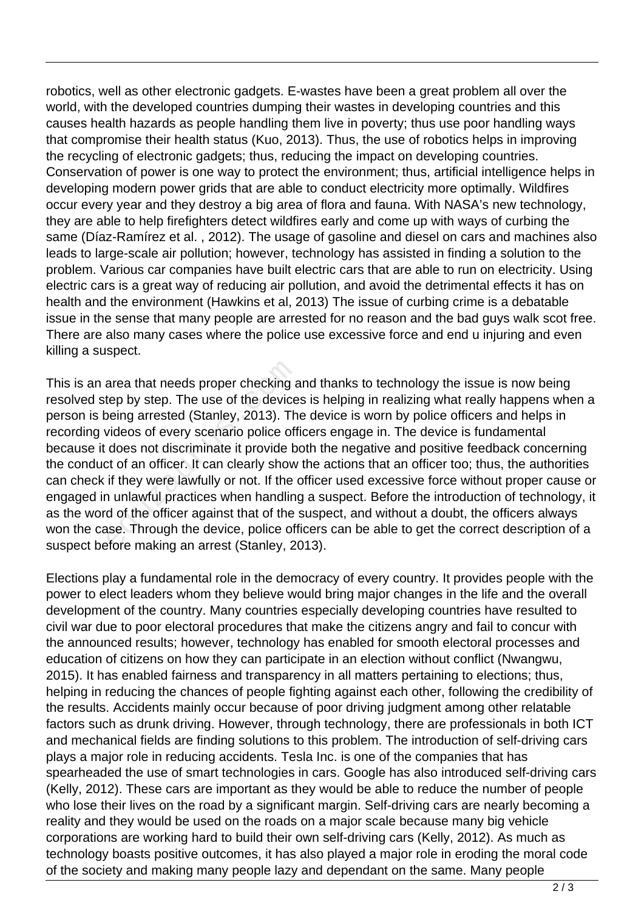robotics, well as other electronic gadgets. E-wastes have been a great problem all over the world, with the developed countries dumping their wastes in developing countries and this causes health hazards as people handling them live in poverty; thus use poor handling ways that compromise their health status (Kuo, 2013). Thus, the use of robotics helps in improving the recycling of electronic gadgets; thus, reducing the impact on developing countries. Conservation of power is one way to protect the environment; thus, artificial intelligence helps in developing modern power grids that are able to conduct electricity more optimally. Wildfires occur every year and they destroy a big area of flora and fauna. With NASA's new technology, they are able to help firefighters detect wildfires early and come up with ways of curbing the same (Díaz-Ramírez et al. , 2012). The usage of gasoline and diesel on cars and machines also leads to large-scale air pollution; however, technology has assisted in finding a solution to the problem. Various car companies have built electric cars that are able to run on electricity. Using electric cars is a great way of reducing air pollution, and avoid the detrimental effects it has on health and the environment (Hawkins et al, 2013) The issue of curbing crime is a debatable issue in the sense that many people are arrested for no reason and the bad guys walk scot free. There are also many cases where the police use excessive force and end u injuring and even killing a suspect.

This is an area that needs proper checking and thanks to technology the issue is now being resolved step by step. The use of the devices is helping in realizing what really happens when a person is being arrested (Stanley, 2013). The device is worn by police officers and helps in recording videos of every scenario police officers engage in. The device is fundamental because it does not discriminate it provide both the negative and positive feedback concerning the conduct of an officer. It can clearly show the actions that an officer too; thus, the authorities can check if they were lawfully or not. If the officer used excessive force without proper cause or engaged in unlawful practices when handling a suspect. Before the introduction of technology, it as the word of the officer against that of the suspect, and without a doubt, the officers always won the case. Through the device, police officers can be able to get the correct description of a suspect before making an arrest (Stanley, 2013).

Elections play a fundamental role in the democracy of every country. It provides people with the power to elect leaders whom they believe would bring major changes in the life and the overall development of the country. Many countries especially developing countries have resulted to civil war due to poor electoral procedures that make the citizens angry and fail to concur with the announced results; however, technology has enabled for smooth electoral processes and education of citizens on how they can participate in an election without conflict (Nwangwu, 2015). It has enabled fairness and transparency in all matters pertaining to elections; thus, helping in reducing the chances of people fighting against each other, following the credibility of the results. Accidents mainly occur because of poor driving judgment among other relatable factors such as drunk driving. However, through technology, there are professionals in both ICT and mechanical fields are finding solutions to this problem. The introduction of self-driving cars plays a major role in reducing accidents. Tesla Inc. is one of the companies that has spearheaded the use of smart technologies in cars. Google has also introduced self-driving cars (Kelly, 2012). These cars are important as they would be able to reduce the number of people who lose their lives on the road by a significant margin. Self-driving cars are nearly becoming a reality and they would be used on the roads on a major scale because many big vehicle corporations are working hard to build their own self-driving cars (Kelly, 2012). As much as technology boasts positive outcomes, it has also played a major role in eroding the moral code of the society and making many people lazy and dependant on the same. Many people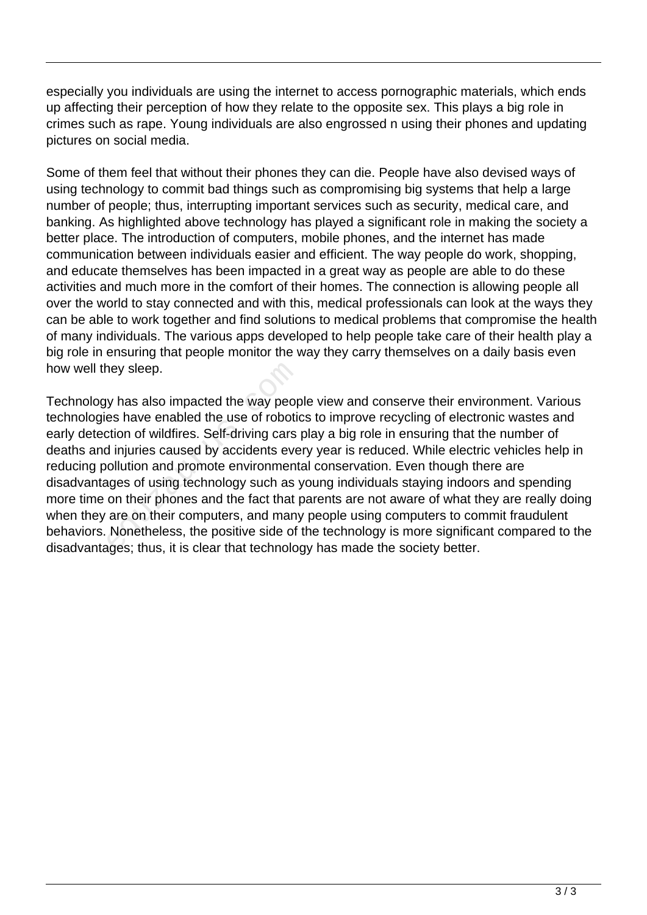especially you individuals are using the internet to access pornographic materials, which ends up affecting their perception of how they relate to the opposite sex. This plays a big role in crimes such as rape. Young individuals are also engrossed n using their phones and updating pictures on social media.

Some of them feel that without their phones they can die. People have also devised ways of using technology to commit bad things such as compromising big systems that help a large number of people; thus, interrupting important services such as security, medical care, and banking. As highlighted above technology has played a significant role in making the society a better place. The introduction of computers, mobile phones, and the internet has made communication between individuals easier and efficient. The way people do work, shopping, and educate themselves has been impacted in a great way as people are able to do these activities and much more in the comfort of their homes. The connection is allowing people all over the world to stay connected and with this, medical professionals can look at the ways they can be able to work together and find solutions to medical problems that compromise the health of many individuals. The various apps developed to help people take care of their health play a big role in ensuring that people monitor the way they carry themselves on a daily basis even how well they sleep.

Technology has also impacted the way people view and conserve their environment. Various technologies have enabled the use of robotics to improve recycling of electronic wastes and early detection of wildfires. Self-driving cars play a big role in ensuring that the number of deaths and injuries caused by accidents every year is reduced. While electric vehicles help in reducing pollution and promote environmental conservation. Even though there are disadvantages of using technology such as young individuals staying indoors and spending more time on their phones and the fact that parents are not aware of what they are really doing when they are on their computers, and many people using computers to commit fraudulent behaviors. Nonetheless, the positive side of the technology is more significant compared to the disadvantages; thus, it is clear that technology has made the society better.